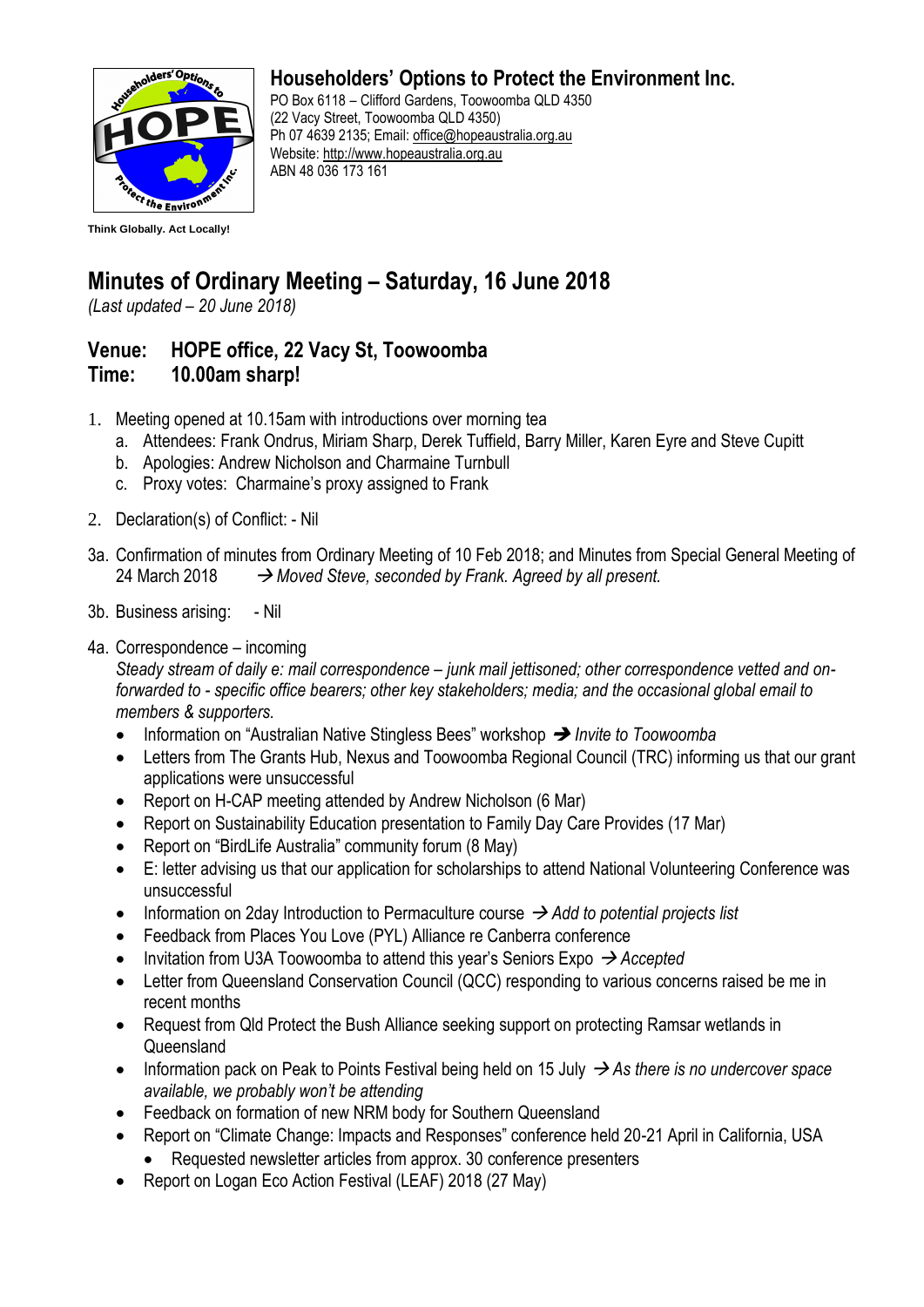# Householders' Options to Protect the Environment Inc.

PO Box 6118 – Clifford Gardens, Toowoomba QLD 4350
(22 Vacy Street, Toowoomba QLD 4350)
Ph 07 4639 2135; Email: office@hopeaustralia.org.au
Website: http://www.hopeaustralia.org.au
ABN 48 036 173 161

Think Globally. Act Locally!

## Minutes of Ordinary Meeting – Saturday, 16 June 2018

*(Last updated – 20 June 2018)*

### Venue: HOPE office, 22 Vacy St, Toowoomba
### Time: 10.00am sharp!

1. Meeting opened at 10.15am with introductions over morning tea
    a. Attendees: Frank Ondrus, Miriam Sharp, Derek Tuffield, Barry Miller, Karen Eyre and Steve Cupitt
    b. Apologies: Andrew Nicholson and Charmaine Turnbull
    c. Proxy votes: Charmaine's proxy assigned to Frank

2. Declaration(s) of Conflict: - Nil

3a. Confirmation of minutes from Ordinary Meeting of 10 Feb 2018; and Minutes from Special General Meeting of 24 March 2018 → *Moved Steve, seconded by Frank. Agreed by all present.*

3b. Business arising: - Nil

4a. Correspondence – incoming

*Steady stream of daily e: mail correspondence – junk mail jettisoned; other correspondence vetted and on-forwarded to - specific office bearers; other key stakeholders; media; and the occasional global email to members & supporters.*

- Information on "Australian Native Stingless Bees" workshop → *Invite to Toowoomba*
- Letters from The Grants Hub, Nexus and Toowoomba Regional Council (TRC) informing us that our grant applications were unsuccessful
- Report on H-CAP meeting attended by Andrew Nicholson (6 Mar)
- Report on Sustainability Education presentation to Family Day Care Provides (17 Mar)
- Report on "BirdLife Australia" community forum (8 May)
- E: letter advising us that our application for scholarships to attend National Volunteering Conference was unsuccessful
- Information on 2day Introduction to Permaculture course → *Add to potential projects list*
- Feedback from Places You Love (PYL) Alliance re Canberra conference
- Invitation from U3A Toowoomba to attend this year's Seniors Expo → *Accepted*
- Letter from Queensland Conservation Council (QCC) responding to various concerns raised be me in recent months
- Request from Qld Protect the Bush Alliance seeking support on protecting Ramsar wetlands in Queensland
- Information pack on Peak to Points Festival being held on 15 July → *As there is no undercover space available, we probably won't be attending*
- Feedback on formation of new NRM body for Southern Queensland
- Report on "Climate Change: Impacts and Responses" conference held 20-21 April in California, USA
    - Requested newsletter articles from approx. 30 conference presenters
- Report on Logan Eco Action Festival (LEAF) 2018 (27 May)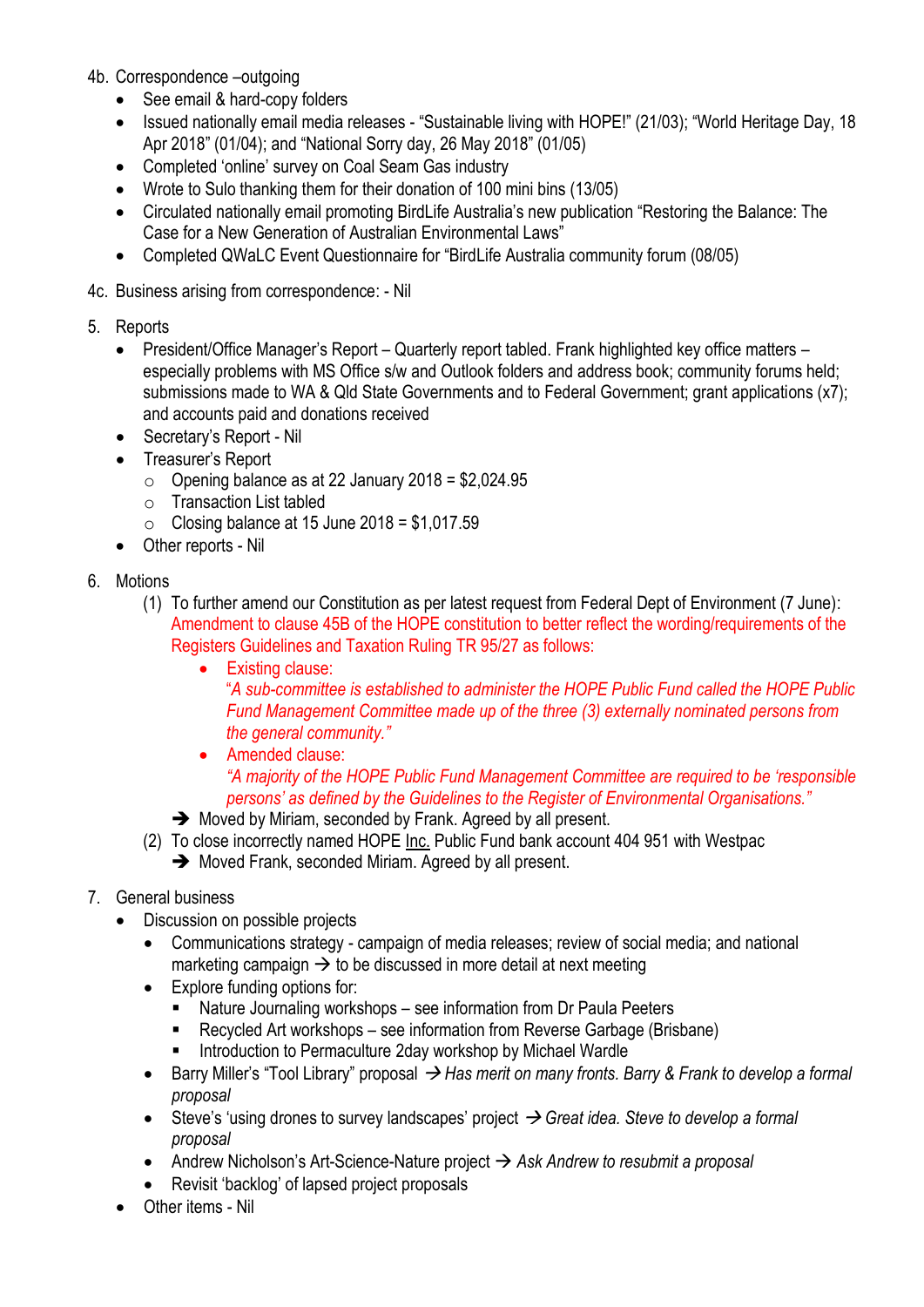4b. Correspondence –outgoing

- See email & hard-copy folders
- Issued nationally email media releases - "Sustainable living with HOPE!" (21/03); "World Heritage Day, 18 Apr 2018" (01/04); and "National Sorry day, 26 May 2018" (01/05)
- Completed 'online' survey on Coal Seam Gas industry
- Wrote to Sulo thanking them for their donation of 100 mini bins (13/05)
- Circulated nationally email promoting BirdLife Australia's new publication "Restoring the Balance: The Case for a New Generation of Australian Environmental Laws"
- Completed QWaLC Event Questionnaire for "BirdLife Australia community forum (08/05)

4c. Business arising from correspondence: - Nil

5. Reports
   - President/Office Manager's Report – Quarterly report tabled. Frank highlighted key office matters – especially problems with MS Office s/w and Outlook folders and address book; community forums held; submissions made to WA & Qld State Governments and to Federal Government; grant applications (x7); and accounts paid and donations received
   - Secretary's Report - Nil
   - Treasurer's Report
     - Opening balance as at 22 January 2018 = $2,024.95
     - Transaction List tabled
     - Closing balance at 15 June 2018 = $1,017.59
   - Other reports - Nil

6. Motions
   (1) To further amend our Constitution as per latest request from Federal Dept of Environment (7 June): Amendment to clause 45B of the HOPE constitution to better reflect the wording/requirements of the Registers Guidelines and Taxation Ruling TR 95/27 as follows:
   - Existing clause:
     *"A sub-committee is established to administer the HOPE Public Fund called the HOPE Public Fund Management Committee made up of the three (3) externally nominated persons from the general community."*
   - Amended clause:
     *"A majority of the HOPE Public Fund Management Committee are required to be 'responsible persons' as defined by the Guidelines to the Register of Environmental Organisations."*

   → Moved by Miriam, seconded by Frank. Agreed by all present.

   (2) To close incorrectly named HOPE Inc. Public Fund bank account 404 951 with Westpac

   → Moved Frank, seconded Miriam. Agreed by all present.

7. General business
   - Discussion on possible projects
     - Communications strategy - campaign of media releases; review of social media; and national marketing campaign → to be discussed in more detail at next meeting
     - Explore funding options for:
       - Nature Journaling workshops – see information from Dr Paula Peeters
       - Recycled Art workshops – see information from Reverse Garbage (Brisbane)
       - Introduction to Permaculture 2day workshop by Michael Wardle
     - Barry Miller's "Tool Library" proposal → *Has merit on many fronts. Barry & Frank to develop a formal proposal*
     - Steve's 'using drones to survey landscapes' project → *Great idea. Steve to develop a formal proposal*
     - Andrew Nicholson's Art-Science-Nature project → *Ask Andrew to resubmit a proposal*
     - Revisit 'backlog' of lapsed project proposals
   - Other items - Nil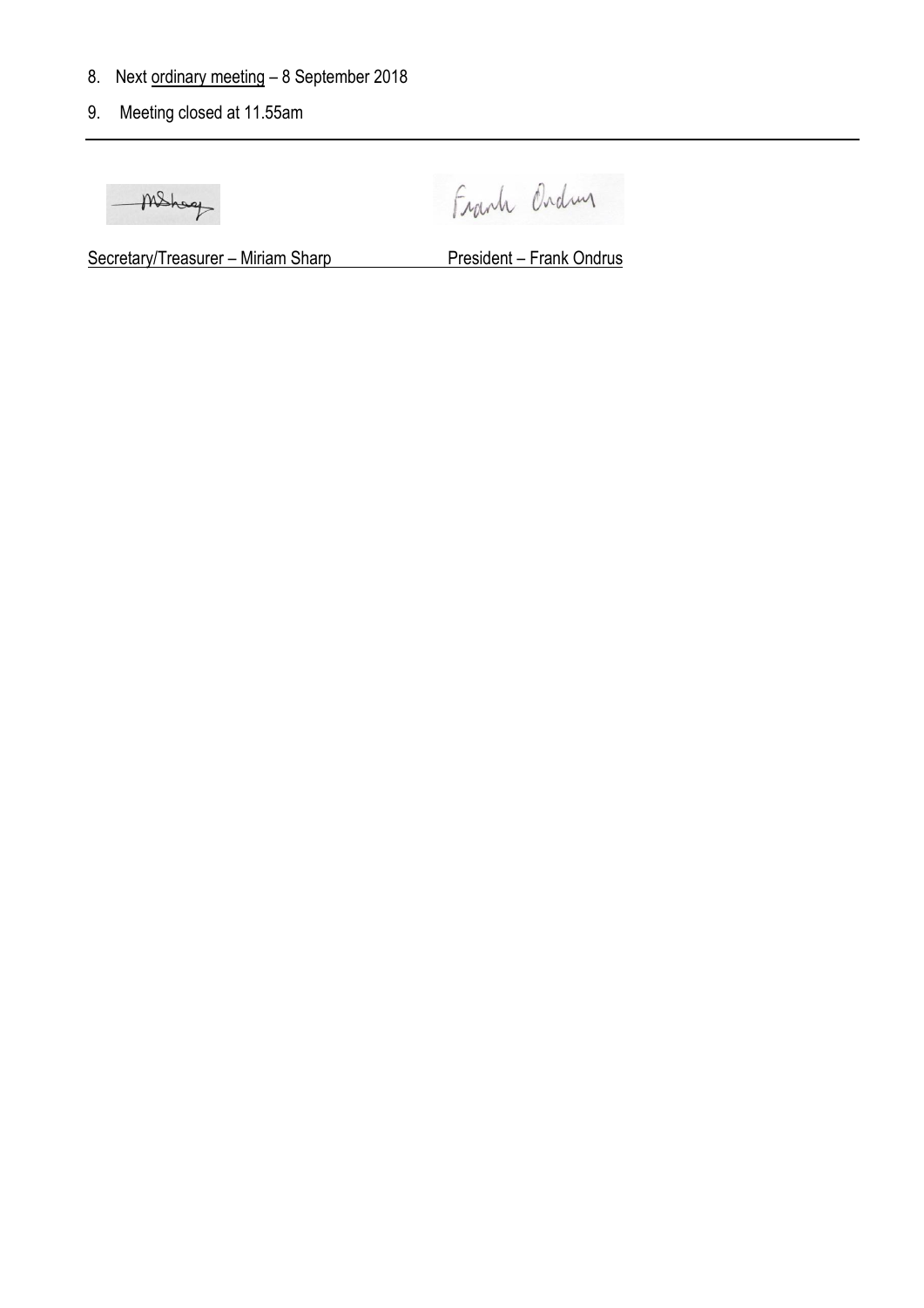8. Next ordinary meeting – 8 September 2018

9. Meeting closed at 11.55am

---

Secretary/Treasurer – Miriam Sharp

President – Frank Ondrus